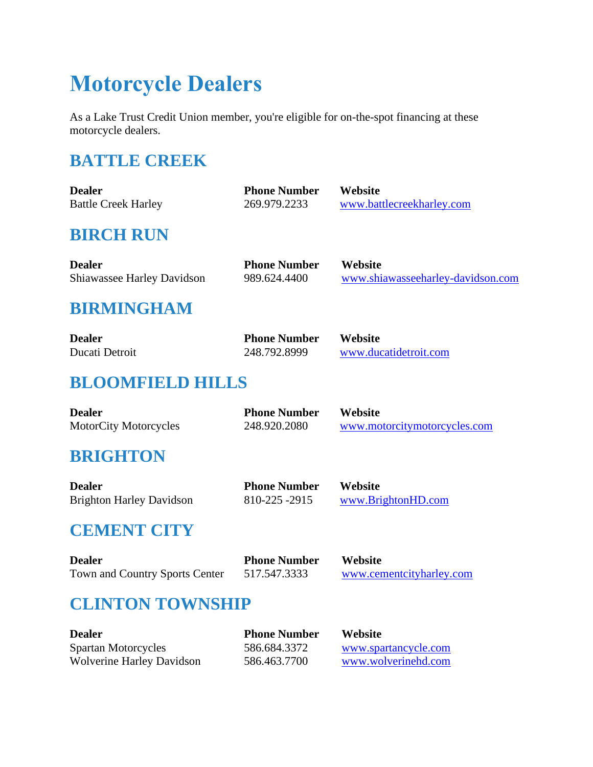# Motorcycle Dealers

As a Lake Trust Credit Union member, you're eligible for on-the-spot financing at these motorcycle dealers.

## BATTLE CREEK

| Dealer | Phone Number | Website |
|---|---|---|
| Battle Creek Harley | 269.979.2233 | www.battlecreekharley.com |

## BIRCH RUN

| Dealer | Phone Number | Website |
|---|---|---|
| Shiawassee Harley Davidson | 989.624.4400 | www.shiawasseeharley-davidson.com |

## BIRMINGHAM

| Dealer | Phone Number | Website |
|---|---|---|
| Ducati Detroit | 248.792.8999 | www.ducatidetroit.com |

## BLOOMFIELD HILLS

| Dealer | Phone Number | Website |
|---|---|---|
| MotorCity Motorcycles | 248.920.2080 | www.motorcitymotorcycles.com |

## BRIGHTON

| Dealer | Phone Number | Website |
|---|---|---|
| Brighton Harley Davidson | 810-225 -2915 | www.BrightonHD.com |

## CEMENT CITY

| Dealer | Phone Number | Website |
|---|---|---|
| Town and Country Sports Center | 517.547.3333 | www.cementcityharley.com |

## CLINTON TOWNSHIP

| Dealer | Phone Number | Website |
|---|---|---|
| Spartan Motorcycles | 586.684.3372 | www.spartancycle.com |
| Wolverine Harley Davidson | 586.463.7700 | www.wolverinehd.com |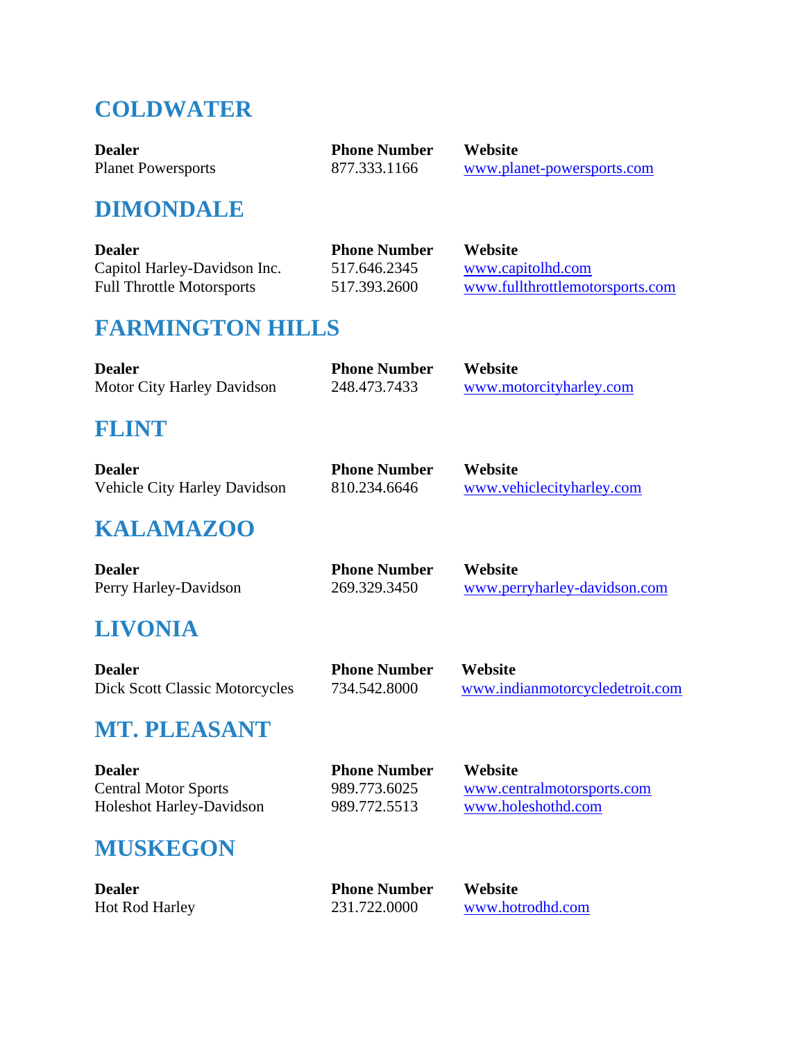## COLDWATER

| Dealer | Phone Number | Website |
|---|---|---|
| Planet Powersports | 877.333.1166 | www.planet-powersports.com |

## DIMONDALE

| Dealer | Phone Number | Website |
|---|---|---|
| Capitol Harley-Davidson Inc. | 517.646.2345 | www.capitolhd.com |
| Full Throttle Motorsports | 517.393.2600 | www.fullthrottlemotorsports.com |

## FARMINGTON HILLS

| Dealer | Phone Number | Website |
|---|---|---|
| Motor City Harley Davidson | 248.473.7433 | www.motorcityharley.com |

## FLINT

| Dealer | Phone Number | Website |
|---|---|---|
| Vehicle City Harley Davidson | 810.234.6646 | www.vehiclecityharley.com |

## KALAMAZOO

| Dealer | Phone Number | Website |
|---|---|---|
| Perry Harley-Davidson | 269.329.3450 | www.perryharley-davidson.com |

## LIVONIA

| Dealer | Phone Number | Website |
|---|---|---|
| Dick Scott Classic Motorcycles | 734.542.8000 | www.indianmotorcycledetroit.com |

## MT. PLEASANT

| Dealer | Phone Number | Website |
|---|---|---|
| Central Motor Sports | 989.773.6025 | www.centralmotorsports.com |
| Holeshot Harley-Davidson | 989.772.5513 | www.holeshothd.com |

## MUSKEGON

| Dealer | Phone Number | Website |
|---|---|---|
| Hot Rod Harley | 231.722.0000 | www.hotrodhd.com |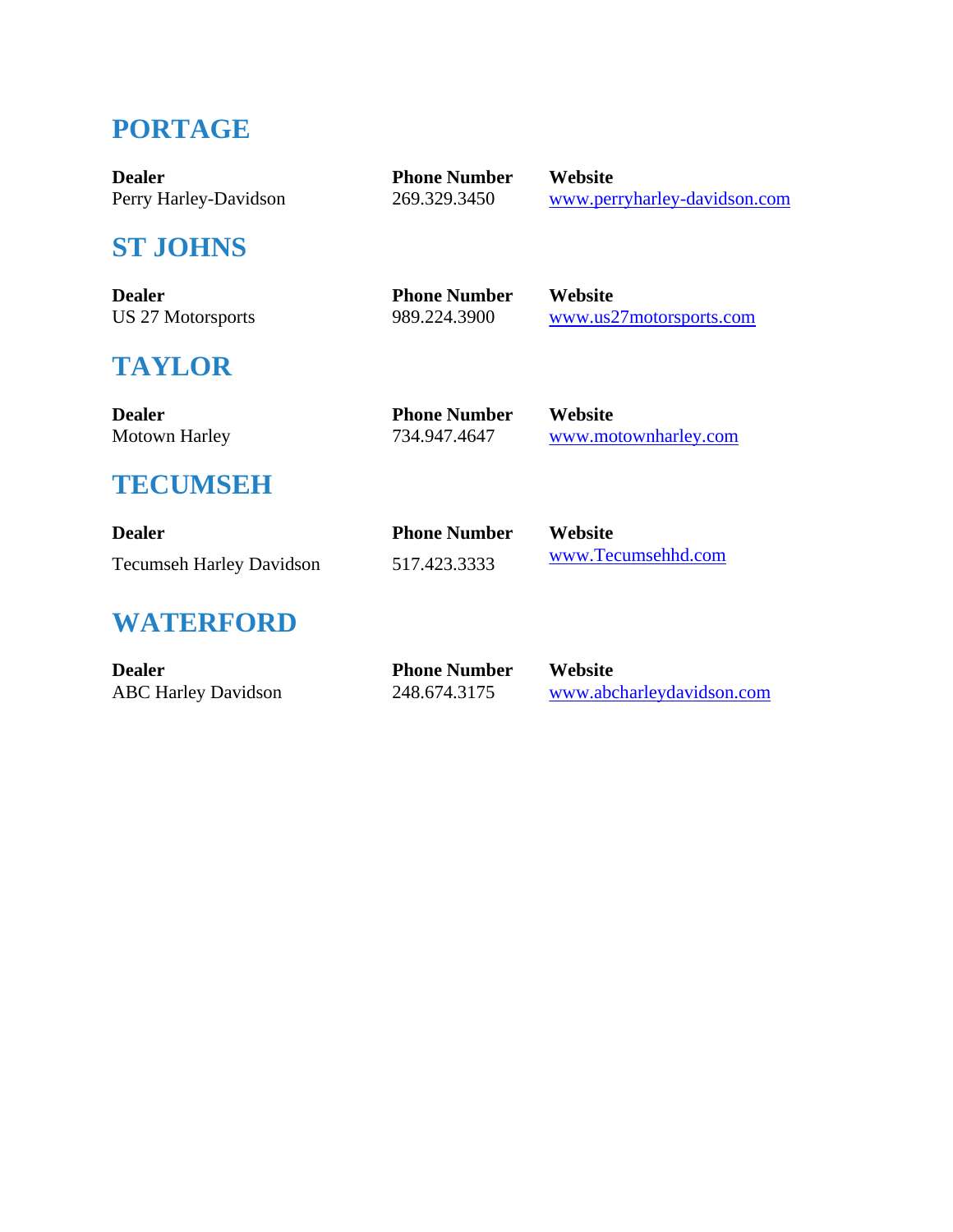## PORTAGE

| Dealer | Phone Number | Website |
|---|---|---|
| Perry Harley-Davidson | 269.329.3450 | www.perryharley-davidson.com |

## ST JOHNS

| Dealer | Phone Number | Website |
|---|---|---|
| US 27 Motorsports | 989.224.3900 | www.us27motorsports.com |

## TAYLOR

| Dealer | Phone Number | Website |
|---|---|---|
| Motown Harley | 734.947.4647 | www.motownharley.com |

## TECUMSEH

| Dealer | Phone Number | Website |
|---|---|---|
| Tecumseh Harley Davidson | 517.423.3333 | www.Tecumsehhd.com |

## WATERFORD

| Dealer | Phone Number | Website |
|---|---|---|
| ABC Harley Davidson | 248.674.3175 | www.abcharleydavidson.com |